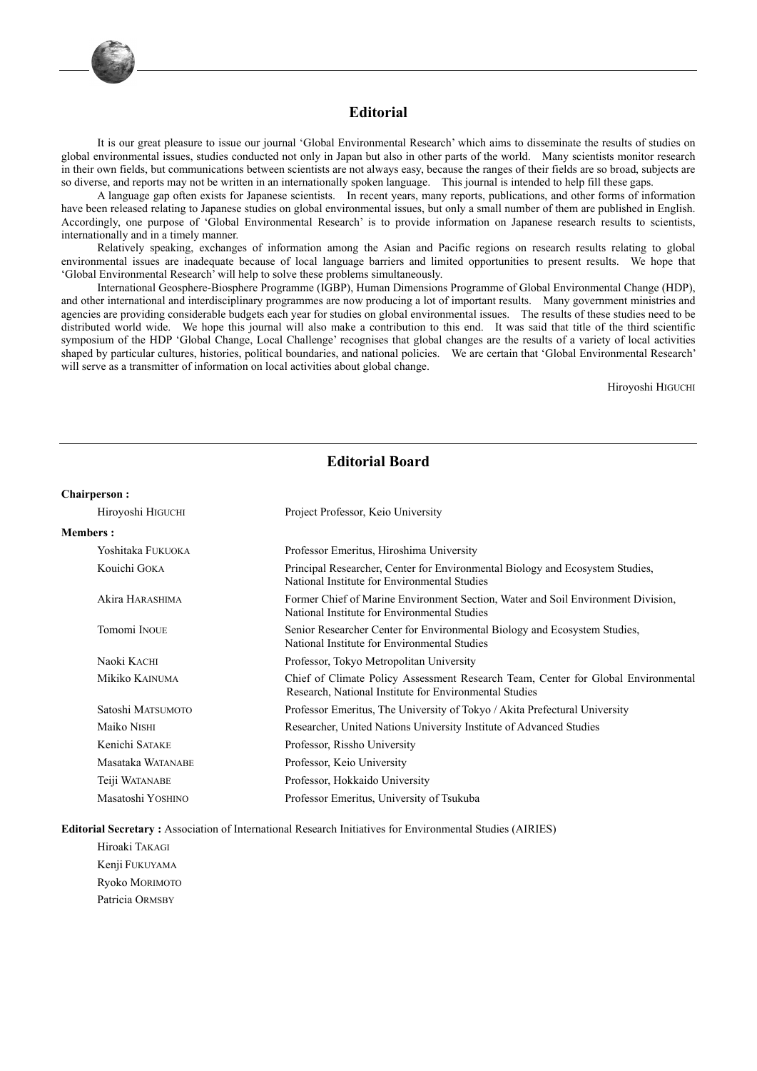## Editorial

It is our great pleasure to issue our journal 'Global Environmental Research' which aims to disseminate the results of studies on global environmental issues, studies conducted not only in Japan but also in other parts of the world. Many scientists monitor research in their own fields, but communications between scientists are not always easy, because the ranges of their fields are so broad, subjects are so diverse, and reports may not be written in an internationally spoken language. This journal is intended to help fill these gaps.

A language gap often exists for Japanese scientists. In recent years, many reports, publications, and other forms of information have been released relating to Japanese studies on global environmental issues, but only a small number of them are published in English. Accordingly, one purpose of 'Global Environmental Research' is to provide information on Japanese research results to scientists, internationally and in a timely manner.

Relatively speaking, exchanges of information among the Asian and Pacific regions on research results relating to global environmental issues are inadequate because of local language barriers and limited opportunities to present results. We hope that 'Global Environmental Research' will help to solve these problems simultaneously.

International Geosphere-Biosphere Programme (IGBP), Human Dimensions Programme of Global Environmental Change (HDP), and other international and interdisciplinary programmes are now producing a lot of important results. Many government ministries and agencies are providing considerable budgets each year for studies on global environmental issues. The results of these studies need to be distributed world wide. We hope this journal will also make a contribution to this end. It was said that title of the third scientific symposium of the HDP 'Global Change, Local Challenge' recognises that global changes are the results of a variety of local activities shaped by particular cultures, histories, political boundaries, and national policies. We are certain that 'Global Environmental Research' will serve as a transmitter of information on local activities about global change.

Hiroyoshi HIGUCHI

## Editorial Board

**Chairperson :**

| | |
|---|---|
| Hiroyoshi HIGUCHI | Project Professor, Keio University |

**Members :**

| | |
|---|---|
| Yoshitaka FUKUOKA | Professor Emeritus, Hiroshima University |
| Kouichi GOKA | Principal Researcher, Center for Environmental Biology and Ecosystem Studies, National Institute for Environmental Studies |
| Akira HARASHIMA | Former Chief of Marine Environment Section, Water and Soil Environment Division, National Institute for Environmental Studies |
| Tomomi INOUE | Senior Researcher Center for Environmental Biology and Ecosystem Studies, National Institute for Environmental Studies |
| Naoki KACHI | Professor, Tokyo Metropolitan University |
| Mikiko KAINUMA | Chief of Climate Policy Assessment Research Team, Center for Global Environmental Research, National Institute for Environmental Studies |
| Satoshi MATSUMOTO | Professor Emeritus, The University of Tokyo / Akita Prefectural University |
| Maiko NISHI | Researcher, United Nations University Institute of Advanced Studies |
| Kenichi SATAKE | Professor, Rissho University |
| Masataka WATANABE | Professor, Keio University |
| Teiji WATANABE | Professor, Hokkaido University |
| Masatoshi YOSHINO | Professor Emeritus, University of Tsukuba |

**Editorial Secretary :** Association of International Research Initiatives for Environmental Studies (AIRIES)

Hiroaki TAKAGI
Kenji FUKUYAMA
Ryoko MORIMOTO
Patricia ORMSBY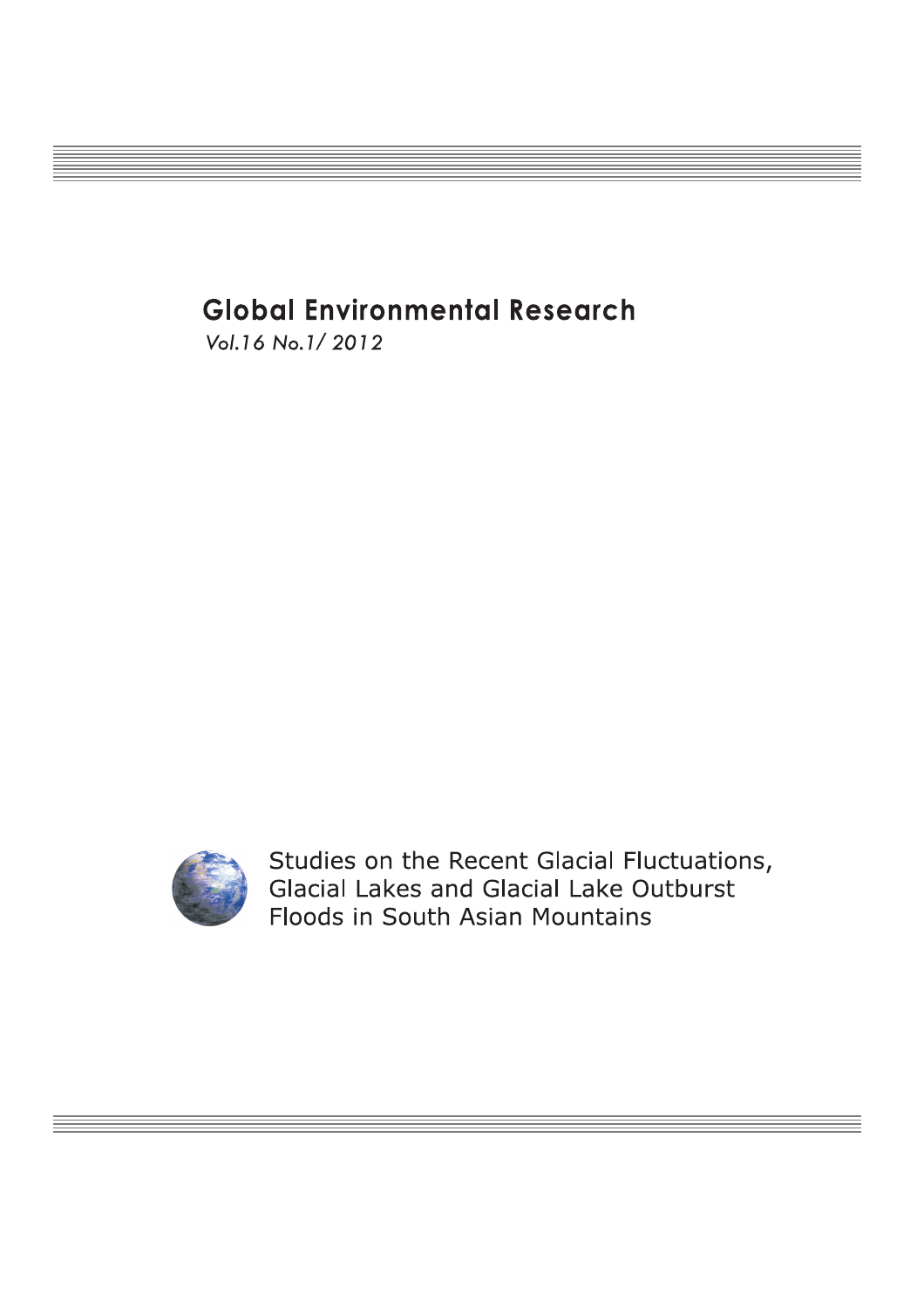# Global Environmental Research

*Vol.16 No.1/ 2012*

Studies on the Recent Glacial Fluctuations, Glacial Lakes and Glacial Lake Outburst Floods in South Asian Mountains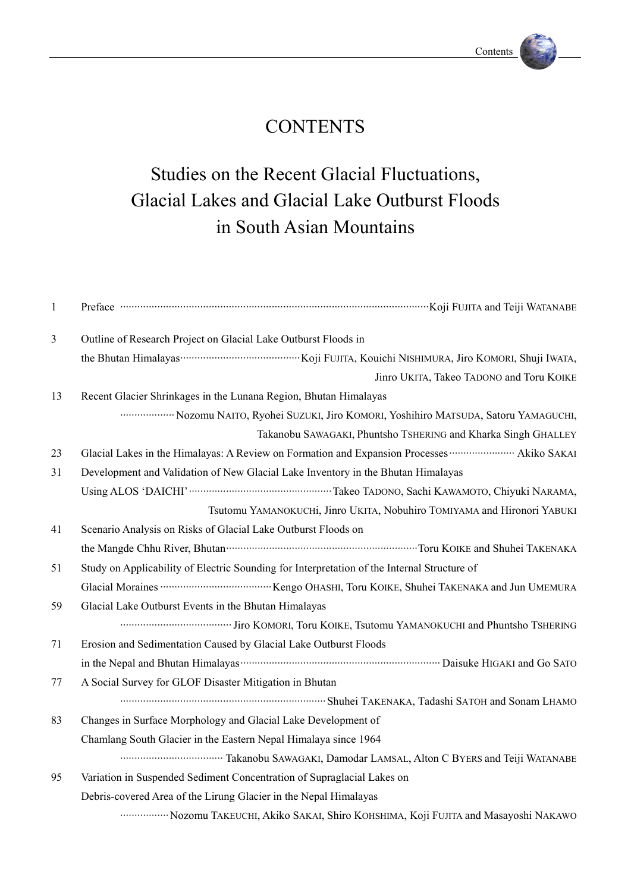# CONTENTS

## Studies on the Recent Glacial Fluctuations, Glacial Lakes and Glacial Lake Outburst Floods in South Asian Mountains

1 Preface ········· Koji FUJITA and Teiji WATANABE

3 Outline of Research Project on Glacial Lake Outburst Floods in the Bhutan Himalayas ········· Koji FUJITA, Kouichi NISHIMURA, Jiro KOMORI, Shuji IWATA, Jinro UKITA, Takeo TADONO and Toru KOIKE

13 Recent Glacier Shrinkages in the Lunana Region, Bhutan Himalayas ········· Nozomu NAITO, Ryohei SUZUKI, Jiro KOMORI, Yoshihiro MATSUDA, Satoru YAMAGUCHI, Takanobu SAWAGAKI, Phuntsho TSHERING and Kharka Singh GHALLEY

23 Glacial Lakes in the Himalayas: A Review on Formation and Expansion Processes ········· Akiko SAKAI

31 Development and Validation of New Glacial Lake Inventory in the Bhutan Himalayas Using ALOS 'DAICHI' ········· Takeo TADONO, Sachi KAWAMOTO, Chiyuki NARAMA, Tsutomu YAMANOKUCHI, Jinro UKITA, Nobuhiro TOMIYAMA and Hironori YABUKI

41 Scenario Analysis on Risks of Glacial Lake Outburst Floods on the Mangde Chhu River, Bhutan ········· Toru KOIKE and Shuhei TAKENAKA

51 Study on Applicability of Electric Sounding for Interpretation of the Internal Structure of Glacial Moraines ········· Kengo OHASHI, Toru KOIKE, Shuhei TAKENAKA and Jun UMEMURA

59 Glacial Lake Outburst Events in the Bhutan Himalayas ········· Jiro KOMORI, Toru KOIKE, Tsutomu YAMANOKUCHI and Phuntsho TSHERING

71 Erosion and Sedimentation Caused by Glacial Lake Outburst Floods in the Nepal and Bhutan Himalayas ········· Daisuke HIGAKI and Go SATO

77 A Social Survey for GLOF Disaster Mitigation in Bhutan ········· Shuhei TAKENAKA, Tadashi SATOH and Sonam LHAMO

83 Changes in Surface Morphology and Glacial Lake Development of Chamlang South Glacier in the Eastern Nepal Himalaya since 1964 ········· Takanobu SAWAGAKI, Damodar LAMSAL, Alton C BYERS and Teiji WATANABE

95 Variation in Suspended Sediment Concentration of Supraglacial Lakes on Debris-covered Area of the Lirung Glacier in the Nepal Himalayas ········· Nozomu TAKEUCHI, Akiko SAKAI, Shiro KOHSHIMA, Koji FUJITA and Masayoshi NAKAWO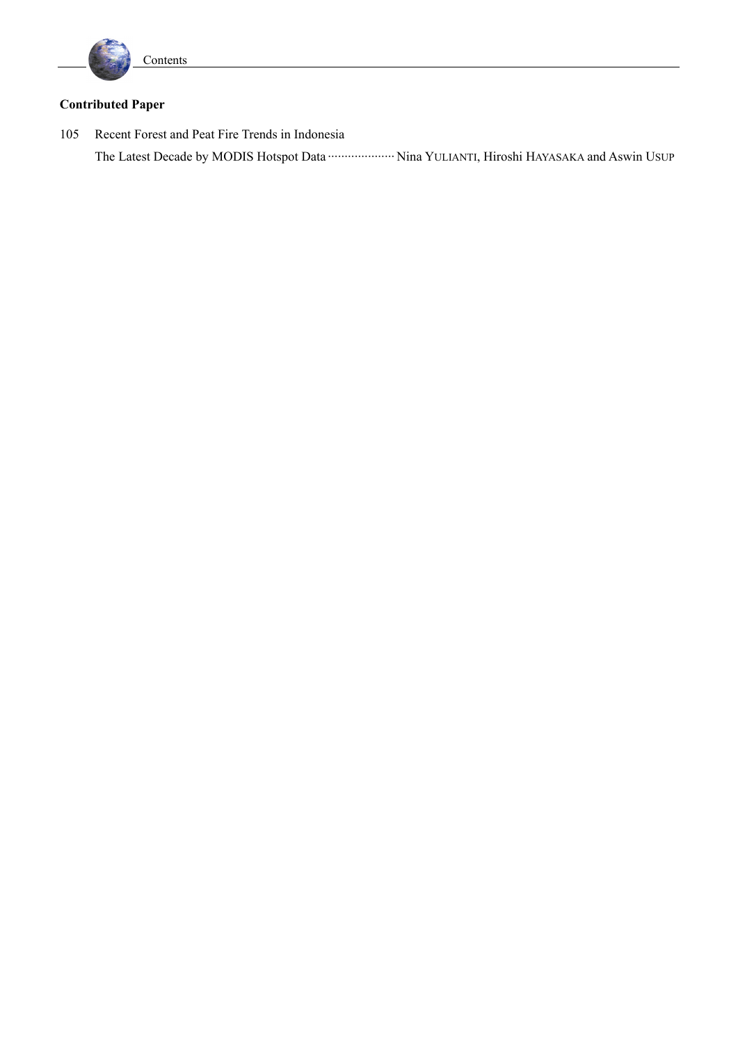**Contributed Paper**

105 Recent Forest and Peat Fire Trends in Indonesia

The Latest Decade by MODIS Hotspot Data ··················· Nina YULIANTI, Hiroshi HAYASAKA and Aswin USUP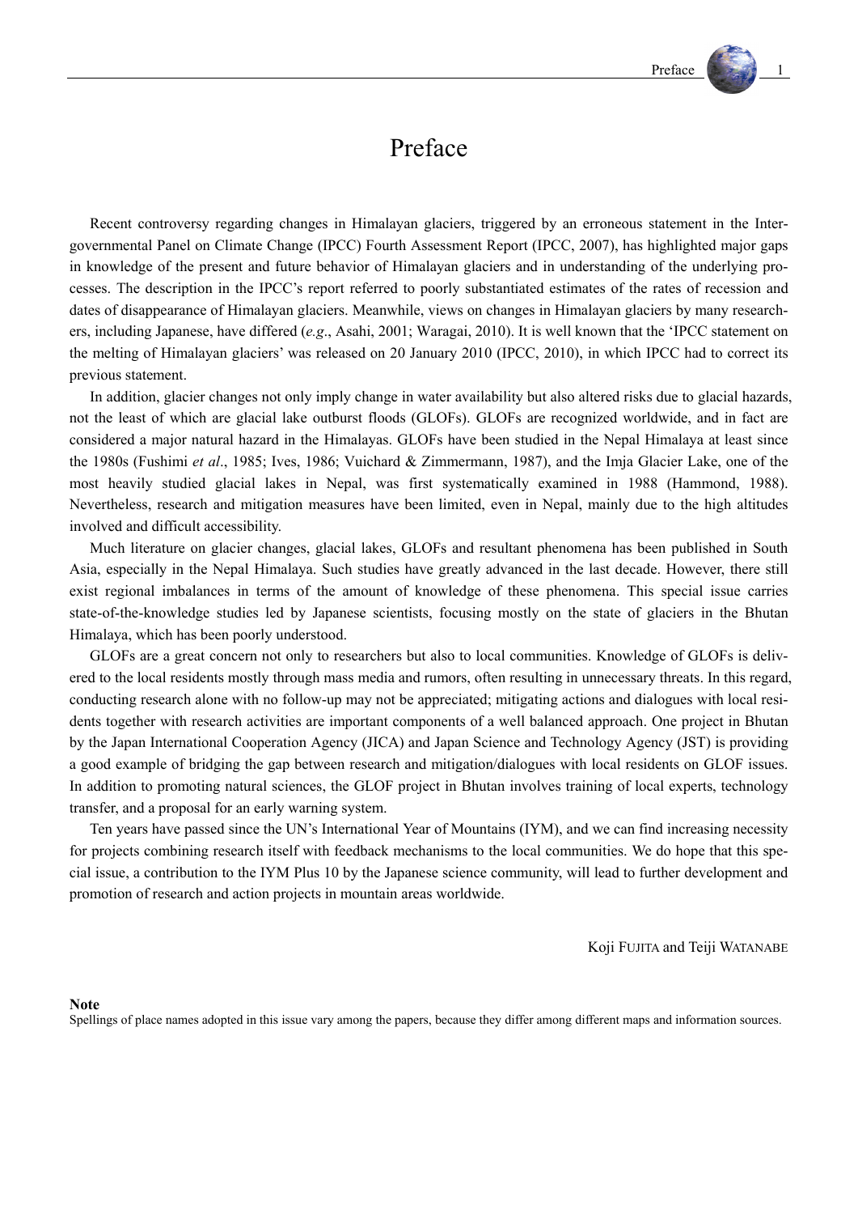# Preface

Recent controversy regarding changes in Himalayan glaciers, triggered by an erroneous statement in the Intergovernmental Panel on Climate Change (IPCC) Fourth Assessment Report (IPCC, 2007), has highlighted major gaps in knowledge of the present and future behavior of Himalayan glaciers and in understanding of the underlying processes. The description in the IPCC's report referred to poorly substantiated estimates of the rates of recession and dates of disappearance of Himalayan glaciers. Meanwhile, views on changes in Himalayan glaciers by many researchers, including Japanese, have differed (*e.g*., Asahi, 2001; Waragai, 2010). It is well known that the 'IPCC statement on the melting of Himalayan glaciers' was released on 20 January 2010 (IPCC, 2010), in which IPCC had to correct its previous statement.

In addition, glacier changes not only imply change in water availability but also altered risks due to glacial hazards, not the least of which are glacial lake outburst floods (GLOFs). GLOFs are recognized worldwide, and in fact are considered a major natural hazard in the Himalayas. GLOFs have been studied in the Nepal Himalaya at least since the 1980s (Fushimi *et al*., 1985; Ives, 1986; Vuichard & Zimmermann, 1987), and the Imja Glacier Lake, one of the most heavily studied glacial lakes in Nepal, was first systematically examined in 1988 (Hammond, 1988). Nevertheless, research and mitigation measures have been limited, even in Nepal, mainly due to the high altitudes involved and difficult accessibility.

Much literature on glacier changes, glacial lakes, GLOFs and resultant phenomena has been published in South Asia, especially in the Nepal Himalaya. Such studies have greatly advanced in the last decade. However, there still exist regional imbalances in terms of the amount of knowledge of these phenomena. This special issue carries state-of-the-knowledge studies led by Japanese scientists, focusing mostly on the state of glaciers in the Bhutan Himalaya, which has been poorly understood.

GLOFs are a great concern not only to researchers but also to local communities. Knowledge of GLOFs is delivered to the local residents mostly through mass media and rumors, often resulting in unnecessary threats. In this regard, conducting research alone with no follow-up may not be appreciated; mitigating actions and dialogues with local residents together with research activities are important components of a well balanced approach. One project in Bhutan by the Japan International Cooperation Agency (JICA) and Japan Science and Technology Agency (JST) is providing a good example of bridging the gap between research and mitigation/dialogues with local residents on GLOF issues. In addition to promoting natural sciences, the GLOF project in Bhutan involves training of local experts, technology transfer, and a proposal for an early warning system.

Ten years have passed since the UN's International Year of Mountains (IYM), and we can find increasing necessity for projects combining research itself with feedback mechanisms to the local communities. We do hope that this special issue, a contribution to the IYM Plus 10 by the Japanese science community, will lead to further development and promotion of research and action projects in mountain areas worldwide.

Koji FUJITA and Teiji WATANABE

**Note**

Spellings of place names adopted in this issue vary among the papers, because they differ among different maps and information sources.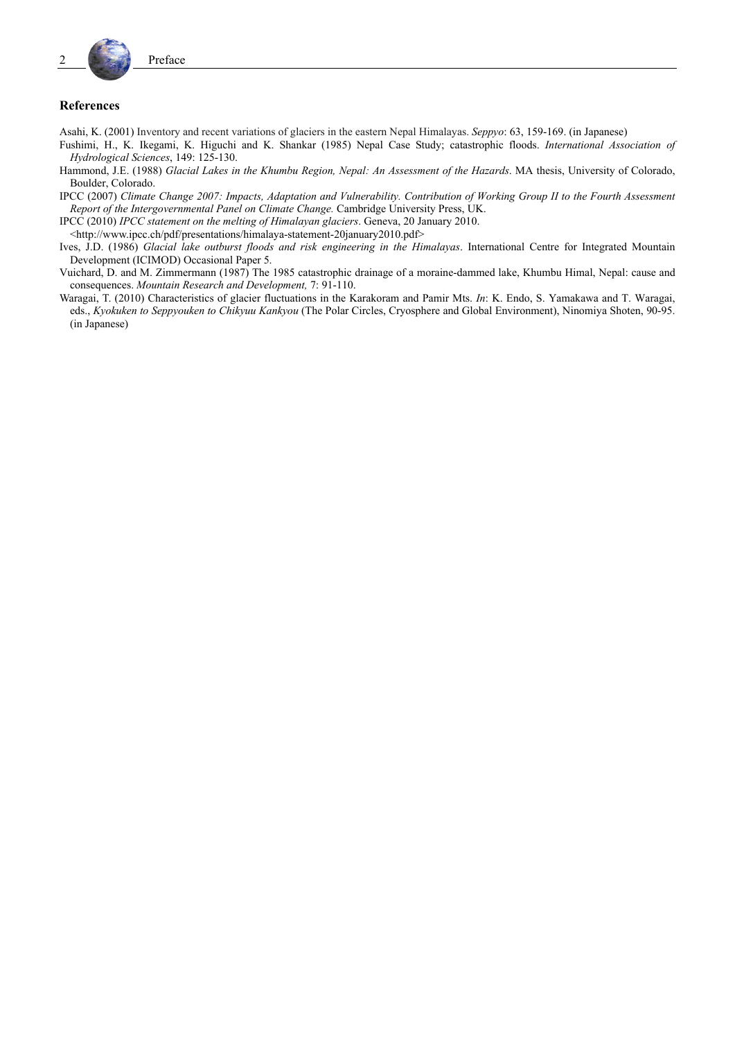## References

Asahi, K. (2001) Inventory and recent variations of glaciers in the eastern Nepal Himalayas. *Seppyo*: 63, 159-169. (in Japanese)

Fushimi, H., K. Ikegami, K. Higuchi and K. Shankar (1985) Nepal Case Study; catastrophic floods. *International Association of Hydrological Sciences*, 149: 125-130.

Hammond, J.E. (1988) *Glacial Lakes in the Khumbu Region, Nepal: An Assessment of the Hazards*. MA thesis, University of Colorado, Boulder, Colorado.

IPCC (2007) *Climate Change 2007: Impacts, Adaptation and Vulnerability. Contribution of Working Group II to the Fourth Assessment Report of the Intergovernmental Panel on Climate Change.* Cambridge University Press, UK.

IPCC (2010) *IPCC statement on the melting of Himalayan glaciers*. Geneva, 20 January 2010. <http://www.ipcc.ch/pdf/presentations/himalaya-statement-20january2010.pdf>

Ives, J.D. (1986) *Glacial lake outburst floods and risk engineering in the Himalayas*. International Centre for Integrated Mountain Development (ICIMOD) Occasional Paper 5.

Vuichard, D. and M. Zimmermann (1987) The 1985 catastrophic drainage of a moraine-dammed lake, Khumbu Himal, Nepal: cause and consequences. *Mountain Research and Development,* 7: 91-110.

Waragai, T. (2010) Characteristics of glacier fluctuations in the Karakoram and Pamir Mts. *In*: K. Endo, S. Yamakawa and T. Waragai, eds., *Kyokuken to Seppyouken to Chikyuu Kankyou* (The Polar Circles, Cryosphere and Global Environment), Ninomiya Shoten, 90-95. (in Japanese)